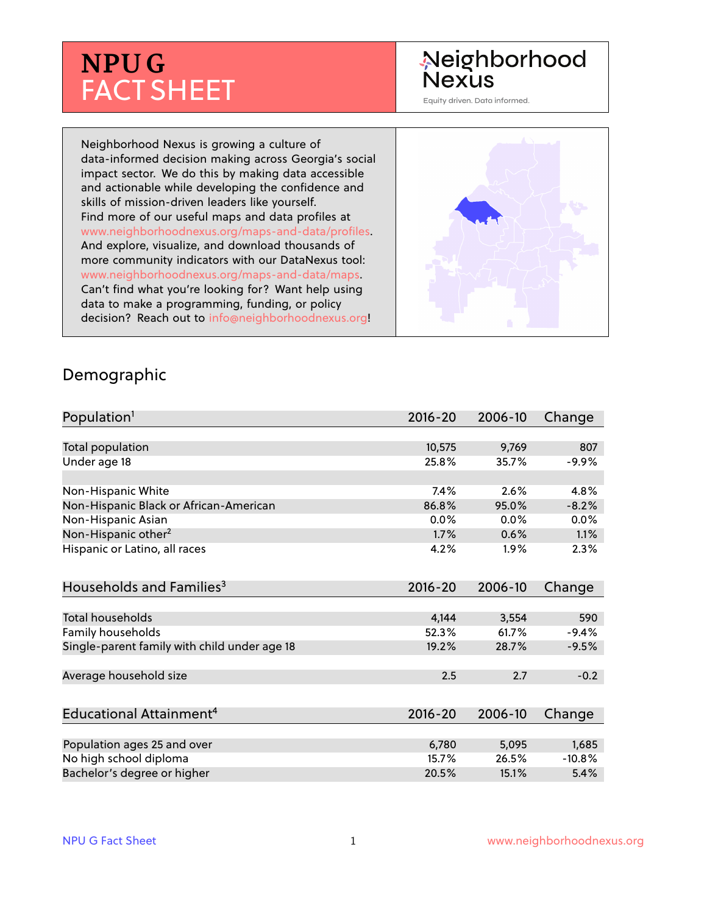# NPU G FACT SHEET

Neighborhood Nexus

Equity driven. Data informed.

Neighborhood Nexus is growing a culture of data-informed decision making across Georgia's social impact sector. We do this by making data accessible and actionable while developing the confidence and skills of mission-driven leaders like yourself. Find more of our useful maps and data profiles at www.neighborhoodnexus.org/maps-and-data/profiles. And explore, visualize, and download thousands of more community indicators with our DataNexus tool: www.neighborhoodnexus.org/maps-and-data/maps. Can't find what you're looking for? Want help using data to make a programming, funding, or policy decision? Reach out to info@neighborhoodnexus.org!

## Demographic

| Population[1] | 2016-20 | 2006-10 | Change |
|---|---|---|---|
| Total population | 10,575 | 9,769 | 807 |
| Under age 18 | 25.8% | 35.7% | -9.9% |
| | | | |
| Non-Hispanic White | 7.4% | 2.6% | 4.8% |
| Non-Hispanic Black or African-American | 86.8% | 95.0% | -8.2% |
| Non-Hispanic Asian | 0.0% | 0.0% | 0.0% |
| Non-Hispanic other[2] | 1.7% | 0.6% | 1.1% |
| Hispanic or Latino, all races | 4.2% | 1.9% | 2.3% |

| Households and Families[3] | 2016-20 | 2006-10 | Change |
|---|---|---|---|
| Total households | 4,144 | 3,554 | 590 |
| Family households | 52.3% | 61.7% | -9.4% |
| Single-parent family with child under age 18 | 19.2% | 28.7% | -9.5% |
| | | | |
| Average household size | 2.5 | 2.7 | -0.2 |

| Educational Attainment[4] | 2016-20 | 2006-10 | Change |
|---|---|---|---|
| Population ages 25 and over | 6,780 | 5,095 | 1,685 |
| No high school diploma | 15.7% | 26.5% | -10.8% |
| Bachelor's degree or higher | 20.5% | 15.1% | 5.4% |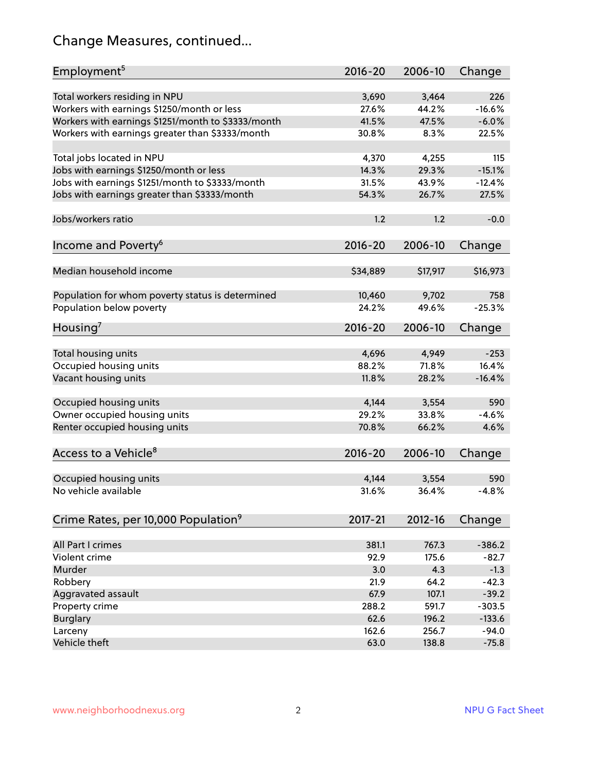# Change Measures, continued...

| Employment[5] | 2016-20 | 2006-10 | Change |
|---|---|---|---|
| Total workers residing in NPU | 3,690 | 3,464 | 226 |
| Workers with earnings $1250/month or less | 27.6% | 44.2% | -16.6% |
| Workers with earnings $1251/month to $3333/month | 41.5% | 47.5% | -6.0% |
| Workers with earnings greater than $3333/month | 30.8% | 8.3% | 22.5% |
| | | | |
| Total jobs located in NPU | 4,370 | 4,255 | 115 |
| Jobs with earnings $1250/month or less | 14.3% | 29.3% | -15.1% |
| Jobs with earnings $1251/month to $3333/month | 31.5% | 43.9% | -12.4% |
| Jobs with earnings greater than $3333/month | 54.3% | 26.7% | 27.5% |
| | | | |
| Jobs/workers ratio | 1.2 | 1.2 | -0.0 |

| Income and Poverty[6] | 2016-20 | 2006-10 | Change |
|---|---|---|---|
| Median household income | $34,889 | $17,917 | $16,973 |
| | | | |
| Population for whom poverty status is determined | 10,460 | 9,702 | 758 |
| Population below poverty | 24.2% | 49.6% | -25.3% |

| Housing[7] | 2016-20 | 2006-10 | Change |
|---|---|---|---|
| Total housing units | 4,696 | 4,949 | -253 |
| Occupied housing units | 88.2% | 71.8% | 16.4% |
| Vacant housing units | 11.8% | 28.2% | -16.4% |
| | | | |
| Occupied housing units | 4,144 | 3,554 | 590 |
| Owner occupied housing units | 29.2% | 33.8% | -4.6% |
| Renter occupied housing units | 70.8% | 66.2% | 4.6% |

| Access to a Vehicle[8] | 2016-20 | 2006-10 | Change |
|---|---|---|---|
| Occupied housing units | 4,144 | 3,554 | 590 |
| No vehicle available | 31.6% | 36.4% | -4.8% |

| Crime Rates, per 10,000 Population[9] | 2017-21 | 2012-16 | Change |
|---|---|---|---|
| All Part I crimes | 381.1 | 767.3 | -386.2 |
| Violent crime | 92.9 | 175.6 | -82.7 |
| Murder | 3.0 | 4.3 | -1.3 |
| Robbery | 21.9 | 64.2 | -42.3 |
| Aggravated assault | 67.9 | 107.1 | -39.2 |
| Property crime | 288.2 | 591.7 | -303.5 |
| Burglary | 62.6 | 196.2 | -133.6 |
| Larceny | 162.6 | 256.7 | -94.0 |
| Vehicle theft | 63.0 | 138.8 | -75.8 |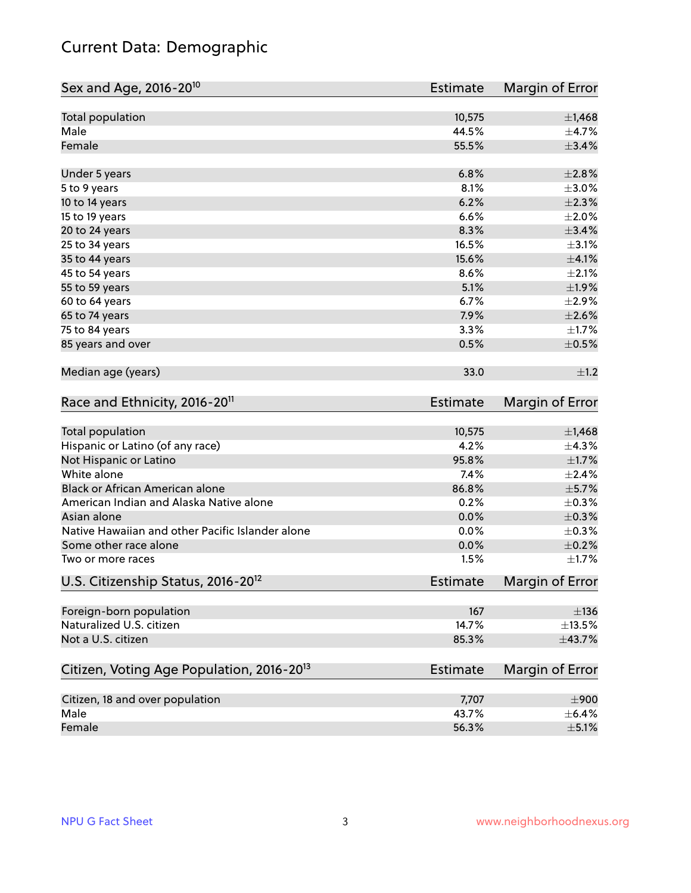# Current Data: Demographic

| Sex and Age, 2016-20[10] | Estimate | Margin of Error |
|---|---|---|
| Total population | 10,575 | ±1,468 |
| Male | 44.5% | ±4.7% |
| Female | 55.5% | ±3.4% |
| Under 5 years | 6.8% | ±2.8% |
| 5 to 9 years | 8.1% | ±3.0% |
| 10 to 14 years | 6.2% | ±2.3% |
| 15 to 19 years | 6.6% | ±2.0% |
| 20 to 24 years | 8.3% | ±3.4% |
| 25 to 34 years | 16.5% | ±3.1% |
| 35 to 44 years | 15.6% | ±4.1% |
| 45 to 54 years | 8.6% | ±2.1% |
| 55 to 59 years | 5.1% | ±1.9% |
| 60 to 64 years | 6.7% | ±2.9% |
| 65 to 74 years | 7.9% | ±2.6% |
| 75 to 84 years | 3.3% | ±1.7% |
| 85 years and over | 0.5% | ±0.5% |
| Median age (years) | 33.0 | ±1.2 |

| Race and Ethnicity, 2016-20[11] | Estimate | Margin of Error |
|---|---|---|
| Total population | 10,575 | ±1,468 |
| Hispanic or Latino (of any race) | 4.2% | ±4.3% |
| Not Hispanic or Latino | 95.8% | ±1.7% |
| White alone | 7.4% | ±2.4% |
| Black or African American alone | 86.8% | ±5.7% |
| American Indian and Alaska Native alone | 0.2% | ±0.3% |
| Asian alone | 0.0% | ±0.3% |
| Native Hawaiian and other Pacific Islander alone | 0.0% | ±0.3% |
| Some other race alone | 0.0% | ±0.2% |
| Two or more races | 1.5% | ±1.7% |

| U.S. Citizenship Status, 2016-20[12] | Estimate | Margin of Error |
|---|---|---|
| Foreign-born population | 167 | ±136 |
| Naturalized U.S. citizen | 14.7% | ±13.5% |
| Not a U.S. citizen | 85.3% | ±43.7% |

| Citizen, Voting Age Population, 2016-20[13] | Estimate | Margin of Error |
|---|---|---|
| Citizen, 18 and over population | 7,707 | ±900 |
| Male | 43.7% | ±6.4% |
| Female | 56.3% | ±5.1% |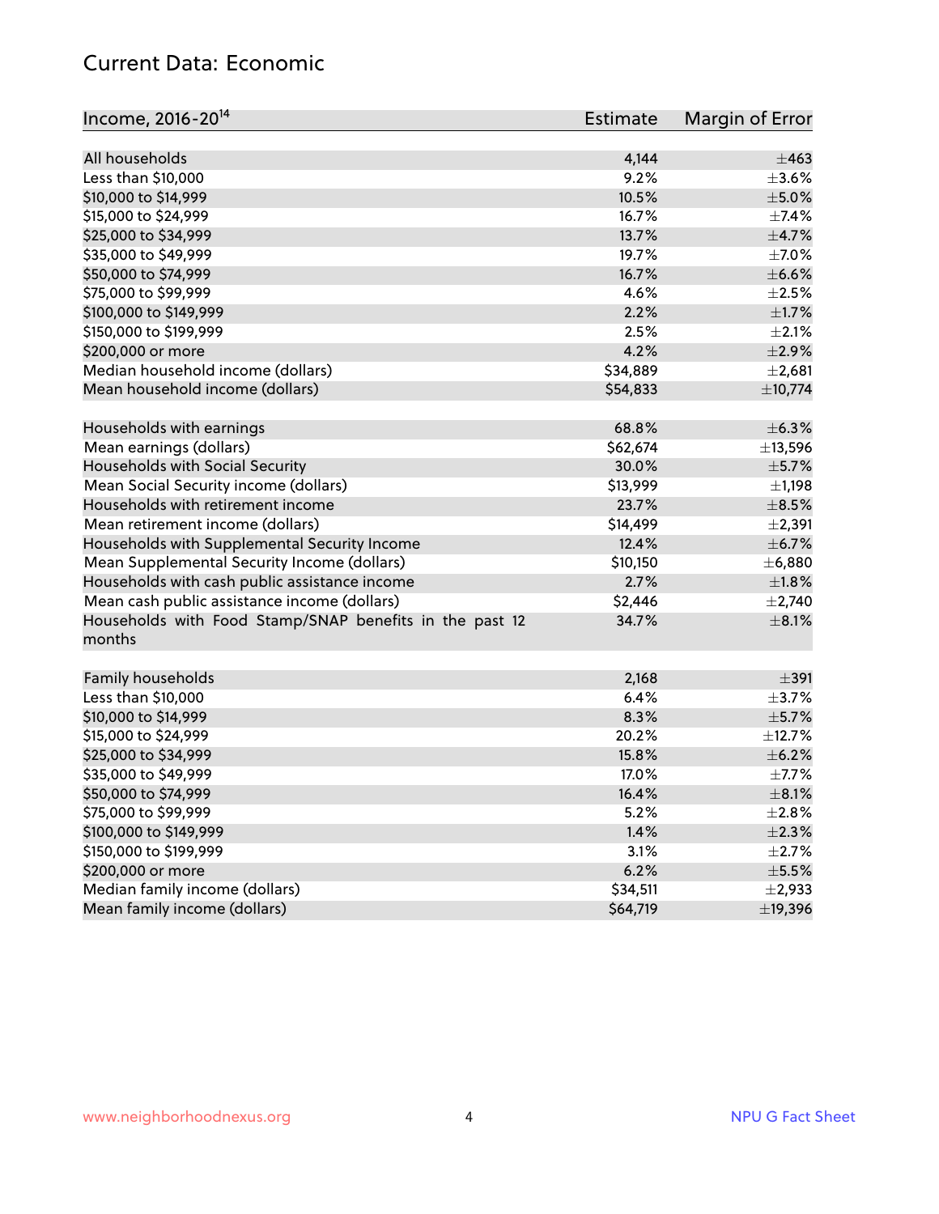## Current Data: Economic

| Income, 2016-20[14] | Estimate | Margin of Error |
|---|---|---|
| All households | 4,144 | ±463 |
| Less than $10,000 | 9.2% | ±3.6% |
| $10,000 to $14,999 | 10.5% | ±5.0% |
| $15,000 to $24,999 | 16.7% | ±7.4% |
| $25,000 to $34,999 | 13.7% | ±4.7% |
| $35,000 to $49,999 | 19.7% | ±7.0% |
| $50,000 to $74,999 | 16.7% | ±6.6% |
| $75,000 to $99,999 | 4.6% | ±2.5% |
| $100,000 to $149,999 | 2.2% | ±1.7% |
| $150,000 to $199,999 | 2.5% | ±2.1% |
| $200,000 or more | 4.2% | ±2.9% |
| Median household income (dollars) | $34,889 | ±2,681 |
| Mean household income (dollars) | $54,833 | ±10,774 |
| | | |
| Households with earnings | 68.8% | ±6.3% |
| Mean earnings (dollars) | $62,674 | ±13,596 |
| Households with Social Security | 30.0% | ±5.7% |
| Mean Social Security income (dollars) | $13,999 | ±1,198 |
| Households with retirement income | 23.7% | ±8.5% |
| Mean retirement income (dollars) | $14,499 | ±2,391 |
| Households with Supplemental Security Income | 12.4% | ±6.7% |
| Mean Supplemental Security Income (dollars) | $10,150 | ±6,880 |
| Households with cash public assistance income | 2.7% | ±1.8% |
| Mean cash public assistance income (dollars) | $2,446 | ±2,740 |
| Households with Food Stamp/SNAP benefits in the past 12 months | 34.7% | ±8.1% |
| | | |
| Family households | 2,168 | ±391 |
| Less than $10,000 | 6.4% | ±3.7% |
| $10,000 to $14,999 | 8.3% | ±5.7% |
| $15,000 to $24,999 | 20.2% | ±12.7% |
| $25,000 to $34,999 | 15.8% | ±6.2% |
| $35,000 to $49,999 | 17.0% | ±7.7% |
| $50,000 to $74,999 | 16.4% | ±8.1% |
| $75,000 to $99,999 | 5.2% | ±2.8% |
| $100,000 to $149,999 | 1.4% | ±2.3% |
| $150,000 to $199,999 | 3.1% | ±2.7% |
| $200,000 or more | 6.2% | ±5.5% |
| Median family income (dollars) | $34,511 | ±2,933 |
| Mean family income (dollars) | $64,719 | ±19,396 |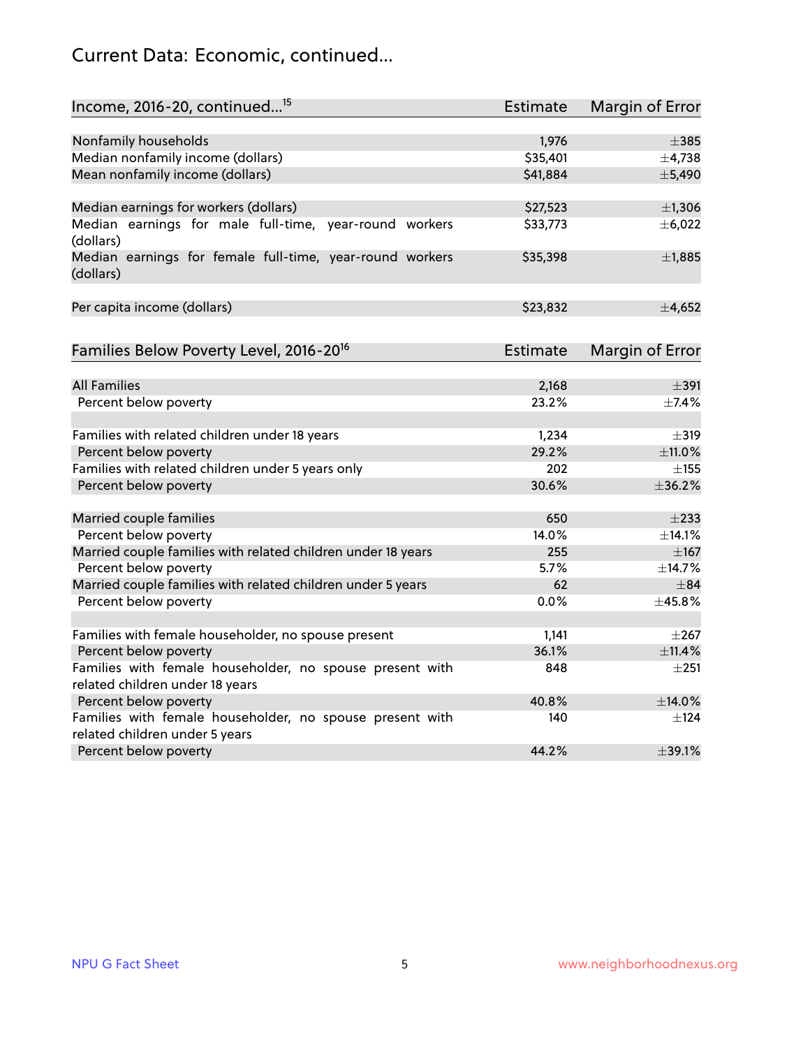# Current Data: Economic, continued...

| Income, 2016-20, continued...[15] | Estimate | Margin of Error |
|---|---|---|
| Nonfamily households | 1,976 | ±385 |
| Median nonfamily income (dollars) | $35,401 | ±4,738 |
| Mean nonfamily income (dollars) | $41,884 | ±5,490 |
| | | |
| Median earnings for workers (dollars) | $27,523 | ±1,306 |
| Median earnings for male full-time, year-round workers (dollars) | $33,773 | ±6,022 |
| Median earnings for female full-time, year-round workers (dollars) | $35,398 | ±1,885 |
| | | |
| Per capita income (dollars) | $23,832 | ±4,652 |

| Families Below Poverty Level, 2016-20[16] | Estimate | Margin of Error |
|---|---|---|
| All Families | 2,168 | ±391 |
| Percent below poverty | 23.2% | ±7.4% |
| | | |
| Families with related children under 18 years | 1,234 | ±319 |
| Percent below poverty | 29.2% | ±11.0% |
| Families with related children under 5 years only | 202 | ±155 |
| Percent below poverty | 30.6% | ±36.2% |
| | | |
| Married couple families | 650 | ±233 |
| Percent below poverty | 14.0% | ±14.1% |
| Married couple families with related children under 18 years | 255 | ±167 |
| Percent below poverty | 5.7% | ±14.7% |
| Married couple families with related children under 5 years | 62 | ±84 |
| Percent below poverty | 0.0% | ±45.8% |
| | | |
| Families with female householder, no spouse present | 1,141 | ±267 |
| Percent below poverty | 36.1% | ±11.4% |
| Families with female householder, no spouse present with related children under 18 years | 848 | ±251 |
| Percent below poverty | 40.8% | ±14.0% |
| Families with female householder, no spouse present with related children under 5 years | 140 | ±124 |
| Percent below poverty | 44.2% | ±39.1% |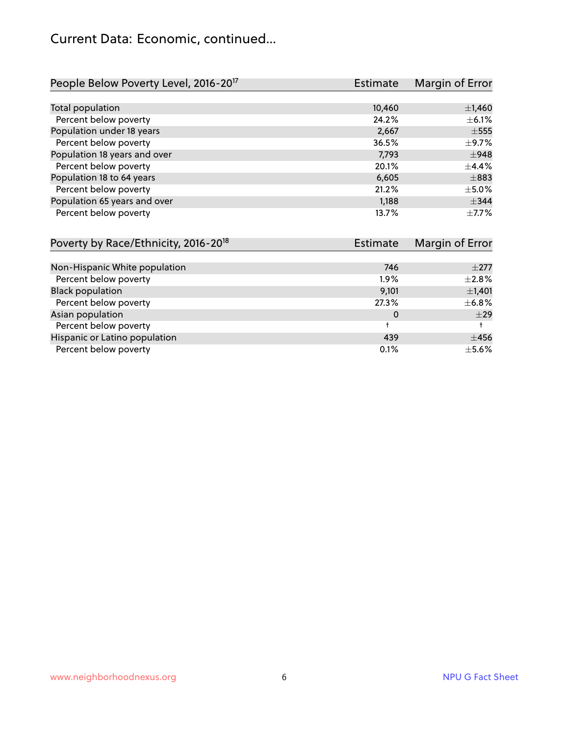# Current Data: Economic, continued...

| People Below Poverty Level, 2016-20[17] | Estimate | Margin of Error |
|---|---|---|
| Total population | 10,460 | ±1,460 |
| Percent below poverty | 24.2% | ±6.1% |
| Population under 18 years | 2,667 | ±555 |
| Percent below poverty | 36.5% | ±9.7% |
| Population 18 years and over | 7,793 | ±948 |
| Percent below poverty | 20.1% | ±4.4% |
| Population 18 to 64 years | 6,605 | ±883 |
| Percent below poverty | 21.2% | ±5.0% |
| Population 65 years and over | 1,188 | ±344 |
| Percent below poverty | 13.7% | ±7.7% |

| Poverty by Race/Ethnicity, 2016-20[18] | Estimate | Margin of Error |
|---|---|---|
| Non-Hispanic White population | 746 | ±277 |
| Percent below poverty | 1.9% | ±2.8% |
| Black population | 9,101 | ±1,401 |
| Percent below poverty | 27.3% | ±6.8% |
| Asian population | 0 | ±29 |
| Percent below poverty | † | † |
| Hispanic or Latino population | 439 | ±456 |
| Percent below poverty | 0.1% | ±5.6% |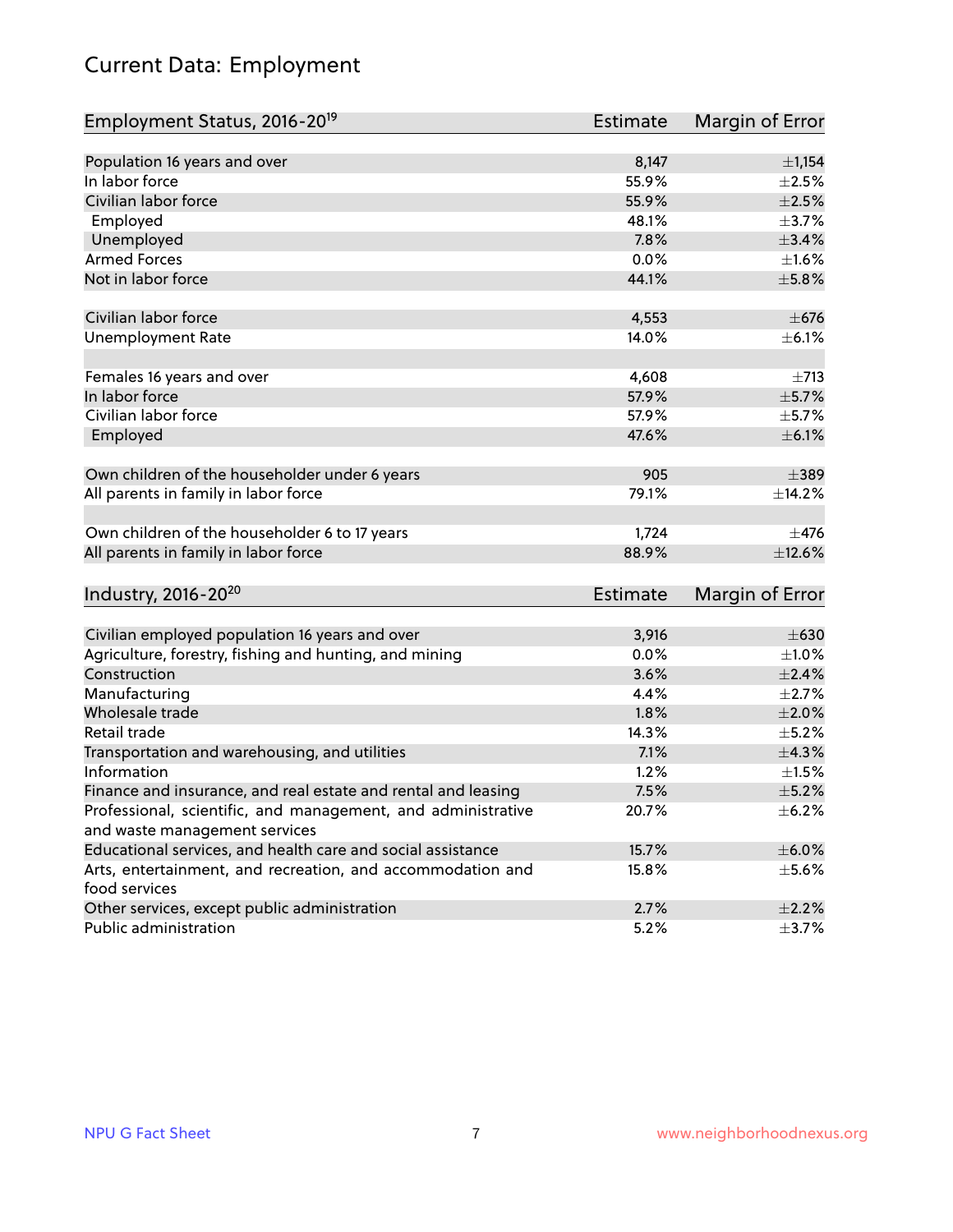# Current Data: Employment

| Employment Status, 2016-20[19] | Estimate | Margin of Error |
|---|---|---|
| Population 16 years and over | 8,147 | ±1,154 |
| In labor force | 55.9% | ±2.5% |
| Civilian labor force | 55.9% | ±2.5% |
| Employed | 48.1% | ±3.7% |
| Unemployed | 7.8% | ±3.4% |
| Armed Forces | 0.0% | ±1.6% |
| Not in labor force | 44.1% | ±5.8% |
| | | |
| Civilian labor force | 4,553 | ±676 |
| Unemployment Rate | 14.0% | ±6.1% |
| | | |
| Females 16 years and over | 4,608 | ±713 |
| In labor force | 57.9% | ±5.7% |
| Civilian labor force | 57.9% | ±5.7% |
| Employed | 47.6% | ±6.1% |
| | | |
| Own children of the householder under 6 years | 905 | ±389 |
| All parents in family in labor force | 79.1% | ±14.2% |
| | | |
| Own children of the householder 6 to 17 years | 1,724 | ±476 |
| All parents in family in labor force | 88.9% | ±12.6% |

| Industry, 2016-20[20] | Estimate | Margin of Error |
|---|---|---|
| Civilian employed population 16 years and over | 3,916 | ±630 |
| Agriculture, forestry, fishing and hunting, and mining | 0.0% | ±1.0% |
| Construction | 3.6% | ±2.4% |
| Manufacturing | 4.4% | ±2.7% |
| Wholesale trade | 1.8% | ±2.0% |
| Retail trade | 14.3% | ±5.2% |
| Transportation and warehousing, and utilities | 7.1% | ±4.3% |
| Information | 1.2% | ±1.5% |
| Finance and insurance, and real estate and rental and leasing | 7.5% | ±5.2% |
| Professional, scientific, and management, and administrative and waste management services | 20.7% | ±6.2% |
| Educational services, and health care and social assistance | 15.7% | ±6.0% |
| Arts, entertainment, and recreation, and accommodation and food services | 15.8% | ±5.6% |
| Other services, except public administration | 2.7% | ±2.2% |
| Public administration | 5.2% | ±3.7% |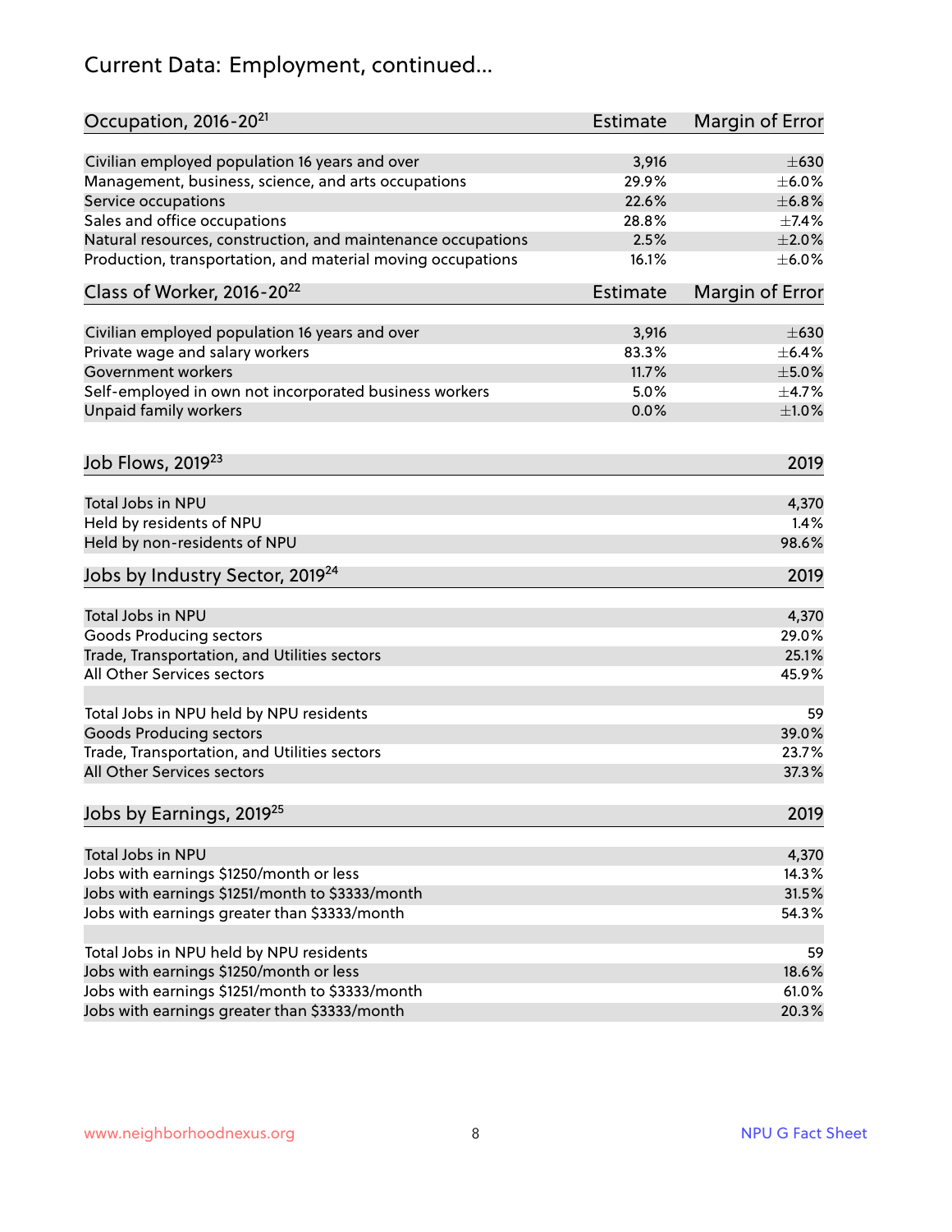# Current Data: Employment, continued...

| Occupation, 2016-20[21] | Estimate | Margin of Error |
|---|---|---|
| Civilian employed population 16 years and over | 3,916 | ±630 |
| Management, business, science, and arts occupations | 29.9% | ±6.0% |
| Service occupations | 22.6% | ±6.8% |
| Sales and office occupations | 28.8% | ±7.4% |
| Natural resources, construction, and maintenance occupations | 2.5% | ±2.0% |
| Production, transportation, and material moving occupations | 16.1% | ±6.0% |

| Class of Worker, 2016-20[22] | Estimate | Margin of Error |
|---|---|---|
| Civilian employed population 16 years and over | 3,916 | ±630 |
| Private wage and salary workers | 83.3% | ±6.4% |
| Government workers | 11.7% | ±5.0% |
| Self-employed in own not incorporated business workers | 5.0% | ±4.7% |
| Unpaid family workers | 0.0% | ±1.0% |

| Job Flows, 2019[23] | 2019 |
|---|---|
| Total Jobs in NPU | 4,370 |
| Held by residents of NPU | 1.4% |
| Held by non-residents of NPU | 98.6% |

| Jobs by Industry Sector, 2019[24] | 2019 |
|---|---|
| Total Jobs in NPU | 4,370 |
| Goods Producing sectors | 29.0% |
| Trade, Transportation, and Utilities sectors | 25.1% |
| All Other Services sectors | 45.9% |
| | |
| Total Jobs in NPU held by NPU residents | 59 |
| Goods Producing sectors | 39.0% |
| Trade, Transportation, and Utilities sectors | 23.7% |
| All Other Services sectors | 37.3% |

| Jobs by Earnings, 2019[25] | 2019 |
|---|---|
| Total Jobs in NPU | 4,370 |
| Jobs with earnings $1250/month or less | 14.3% |
| Jobs with earnings $1251/month to $3333/month | 31.5% |
| Jobs with earnings greater than $3333/month | 54.3% |
| | |
| Total Jobs in NPU held by NPU residents | 59 |
| Jobs with earnings $1250/month or less | 18.6% |
| Jobs with earnings $1251/month to $3333/month | 61.0% |
| Jobs with earnings greater than $3333/month | 20.3% |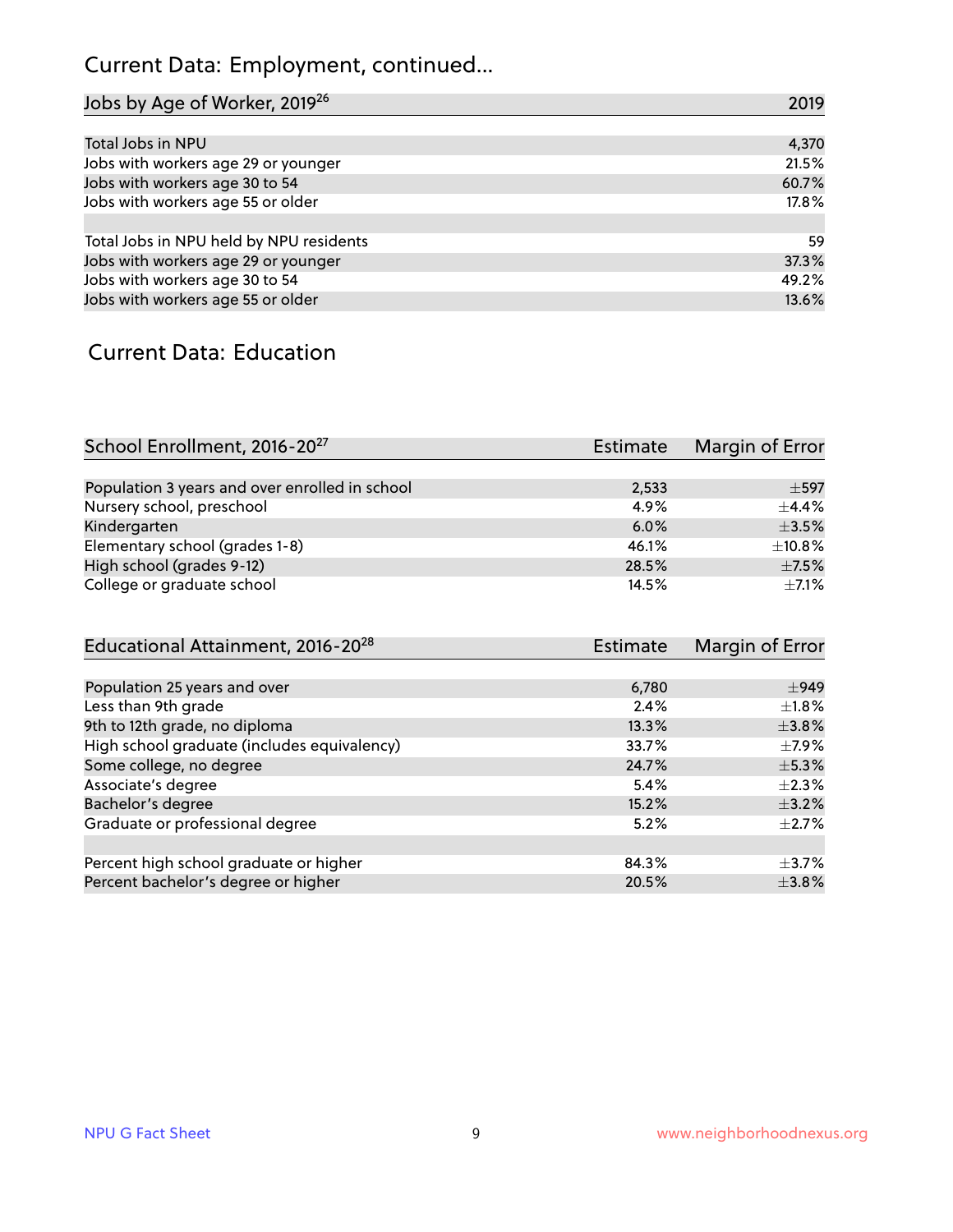## Current Data: Employment, continued...

| Jobs by Age of Worker, 2019[26] | 2019 |
|---|---|
| Total Jobs in NPU | 4,370 |
| Jobs with workers age 29 or younger | 21.5% |
| Jobs with workers age 30 to 54 | 60.7% |
| Jobs with workers age 55 or older | 17.8% |
| | |
| Total Jobs in NPU held by NPU residents | 59 |
| Jobs with workers age 29 or younger | 37.3% |
| Jobs with workers age 30 to 54 | 49.2% |
| Jobs with workers age 55 or older | 13.6% |

## Current Data: Education

| School Enrollment, 2016-20[27] | Estimate | Margin of Error |
|---|---|---|
| Population 3 years and over enrolled in school | 2,533 | ±597 |
| Nursery school, preschool | 4.9% | ±4.4% |
| Kindergarten | 6.0% | ±3.5% |
| Elementary school (grades 1-8) | 46.1% | ±10.8% |
| High school (grades 9-12) | 28.5% | ±7.5% |
| College or graduate school | 14.5% | ±7.1% |

| Educational Attainment, 2016-20[28] | Estimate | Margin of Error |
|---|---|---|
| Population 25 years and over | 6,780 | ±949 |
| Less than 9th grade | 2.4% | ±1.8% |
| 9th to 12th grade, no diploma | 13.3% | ±3.8% |
| High school graduate (includes equivalency) | 33.7% | ±7.9% |
| Some college, no degree | 24.7% | ±5.3% |
| Associate's degree | 5.4% | ±2.3% |
| Bachelor's degree | 15.2% | ±3.2% |
| Graduate or professional degree | 5.2% | ±2.7% |
| | | |
| Percent high school graduate or higher | 84.3% | ±3.7% |
| Percent bachelor's degree or higher | 20.5% | ±3.8% |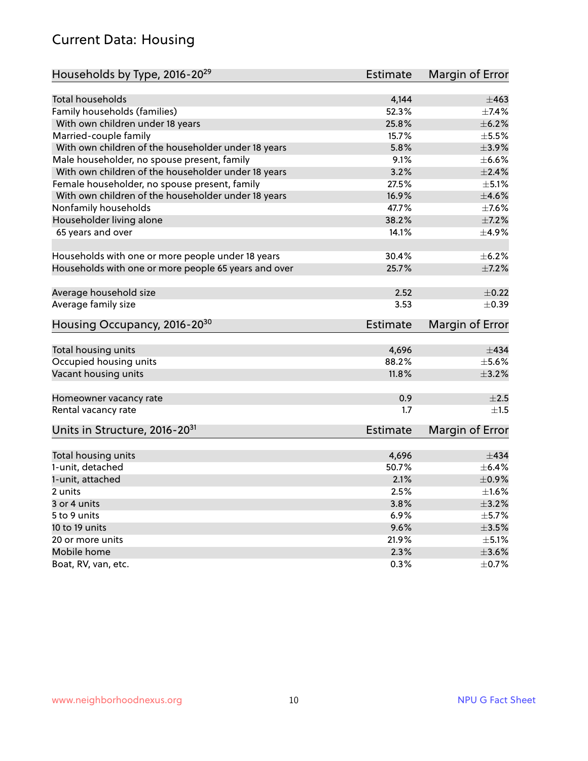## Current Data: Housing

| Households by Type, 2016-20[29] | Estimate | Margin of Error |
|---|---|---|
| Total households | 4,144 | ±463 |
| Family households (families) | 52.3% | ±7.4% |
| With own children under 18 years | 25.8% | ±6.2% |
| Married-couple family | 15.7% | ±5.5% |
| With own children of the householder under 18 years | 5.8% | ±3.9% |
| Male householder, no spouse present, family | 9.1% | ±6.6% |
| With own children of the householder under 18 years | 3.2% | ±2.4% |
| Female householder, no spouse present, family | 27.5% | ±5.1% |
| With own children of the householder under 18 years | 16.9% | ±4.6% |
| Nonfamily households | 47.7% | ±7.6% |
| Householder living alone | 38.2% | ±7.2% |
| 65 years and over | 14.1% | ±4.9% |
| Households with one or more people under 18 years | 30.4% | ±6.2% |
| Households with one or more people 65 years and over | 25.7% | ±7.2% |
| Average household size | 2.52 | ±0.22 |
| Average family size | 3.53 | ±0.39 |

| Housing Occupancy, 2016-20[30] | Estimate | Margin of Error |
|---|---|---|
| Total housing units | 4,696 | ±434 |
| Occupied housing units | 88.2% | ±5.6% |
| Vacant housing units | 11.8% | ±3.2% |
| Homeowner vacancy rate | 0.9 | ±2.5 |
| Rental vacancy rate | 1.7 | ±1.5 |

| Units in Structure, 2016-20[31] | Estimate | Margin of Error |
|---|---|---|
| Total housing units | 4,696 | ±434 |
| 1-unit, detached | 50.7% | ±6.4% |
| 1-unit, attached | 2.1% | ±0.9% |
| 2 units | 2.5% | ±1.6% |
| 3 or 4 units | 3.8% | ±3.2% |
| 5 to 9 units | 6.9% | ±5.7% |
| 10 to 19 units | 9.6% | ±3.5% |
| 20 or more units | 21.9% | ±5.1% |
| Mobile home | 2.3% | ±3.6% |
| Boat, RV, van, etc. | 0.3% | ±0.7% |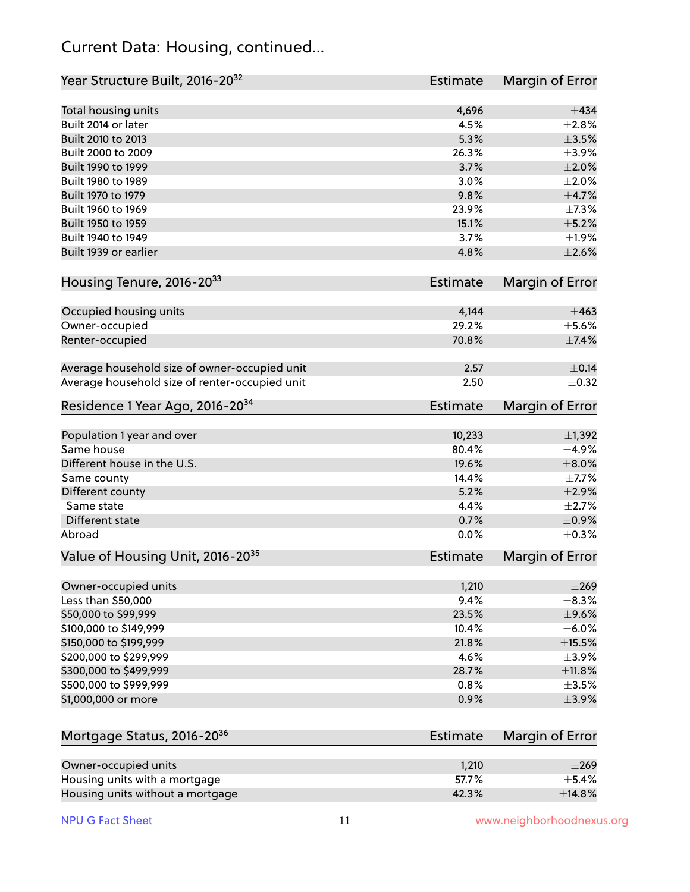## Current Data: Housing, continued...

| Year Structure Built, 2016-20[32] | Estimate | Margin of Error |
|---|---|---|
| Total housing units | 4,696 | ±434 |
| Built 2014 or later | 4.5% | ±2.8% |
| Built 2010 to 2013 | 5.3% | ±3.5% |
| Built 2000 to 2009 | 26.3% | ±3.9% |
| Built 1990 to 1999 | 3.7% | ±2.0% |
| Built 1980 to 1989 | 3.0% | ±2.0% |
| Built 1970 to 1979 | 9.8% | ±4.7% |
| Built 1960 to 1969 | 23.9% | ±7.3% |
| Built 1950 to 1959 | 15.1% | ±5.2% |
| Built 1940 to 1949 | 3.7% | ±1.9% |
| Built 1939 or earlier | 4.8% | ±2.6% |

| Housing Tenure, 2016-20[33] | Estimate | Margin of Error |
|---|---|---|
| Occupied housing units | 4,144 | ±463 |
| Owner-occupied | 29.2% | ±5.6% |
| Renter-occupied | 70.8% | ±7.4% |
| Average household size of owner-occupied unit | 2.57 | ±0.14 |
| Average household size of renter-occupied unit | 2.50 | ±0.32 |

| Residence 1 Year Ago, 2016-20[34] | Estimate | Margin of Error |
|---|---|---|
| Population 1 year and over | 10,233 | ±1,392 |
| Same house | 80.4% | ±4.9% |
| Different house in the U.S. | 19.6% | ±8.0% |
| Same county | 14.4% | ±7.7% |
| Different county | 5.2% | ±2.9% |
| Same state | 4.4% | ±2.7% |
| Different state | 0.7% | ±0.9% |
| Abroad | 0.0% | ±0.3% |

| Value of Housing Unit, 2016-20[35] | Estimate | Margin of Error |
|---|---|---|
| Owner-occupied units | 1,210 | ±269 |
| Less than $50,000 | 9.4% | ±8.3% |
| $50,000 to $99,999 | 23.5% | ±9.6% |
| $100,000 to $149,999 | 10.4% | ±6.0% |
| $150,000 to $199,999 | 21.8% | ±15.5% |
| $200,000 to $299,999 | 4.6% | ±3.9% |
| $300,000 to $499,999 | 28.7% | ±11.8% |
| $500,000 to $999,999 | 0.8% | ±3.5% |
| $1,000,000 or more | 0.9% | ±3.9% |

| Mortgage Status, 2016-20[36] | Estimate | Margin of Error |
|---|---|---|
| Owner-occupied units | 1,210 | ±269 |
| Housing units with a mortgage | 57.7% | ±5.4% |
| Housing units without a mortgage | 42.3% | ±14.8% |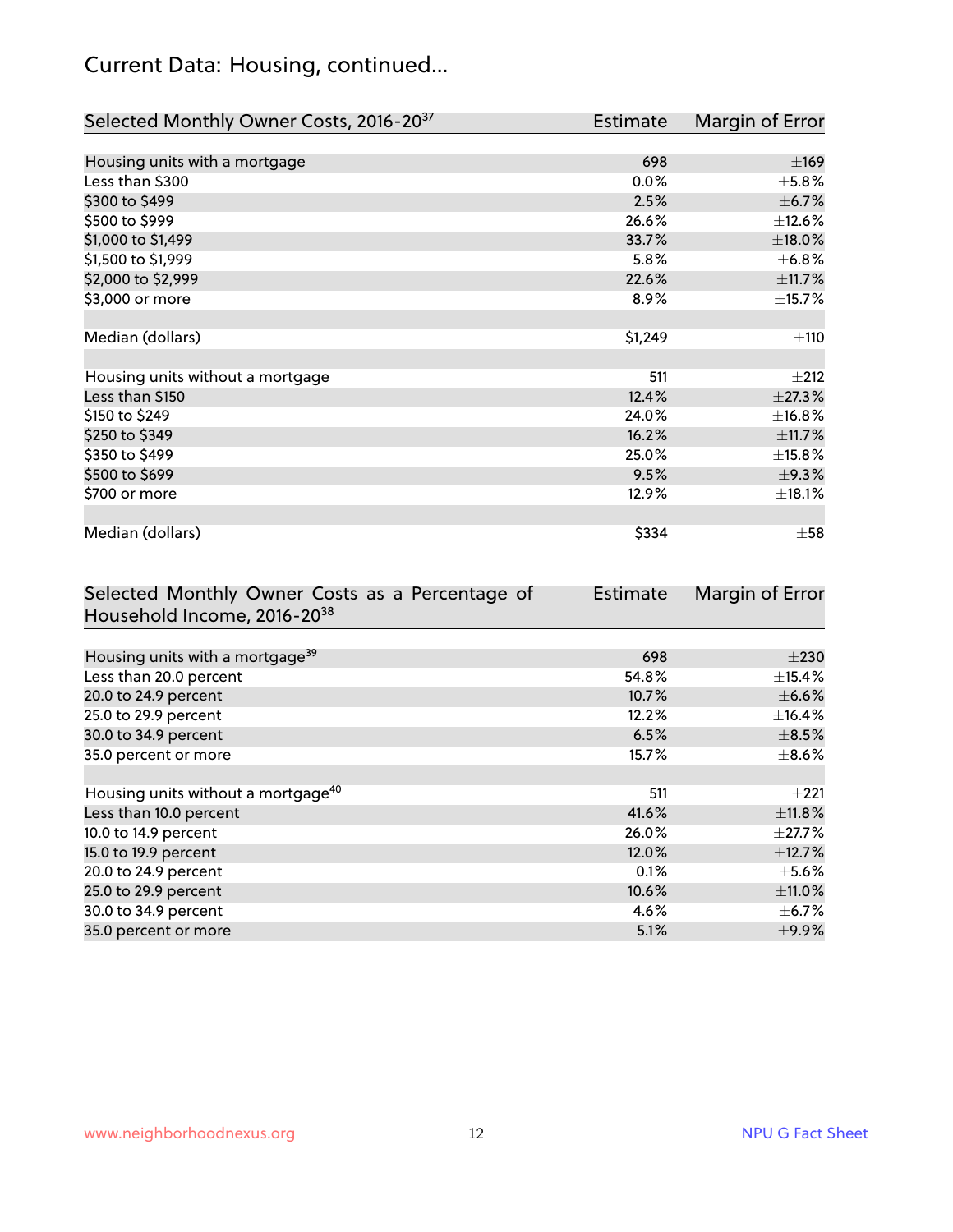# Current Data: Housing, continued...

| Selected Monthly Owner Costs, 2016-20[37] | Estimate | Margin of Error |
|---|---|---|
| Housing units with a mortgage | 698 | ±169 |
| Less than $300 | 0.0% | ±5.8% |
| $300 to $499 | 2.5% | ±6.7% |
| $500 to $999 | 26.6% | ±12.6% |
| $1,000 to $1,499 | 33.7% | ±18.0% |
| $1,500 to $1,999 | 5.8% | ±6.8% |
| $2,000 to $2,999 | 22.6% | ±11.7% |
| $3,000 or more | 8.9% | ±15.7% |
| | | |
| Median (dollars) | $1,249 | ±110 |
| | | |
| Housing units without a mortgage | 511 | ±212 |
| Less than $150 | 12.4% | ±27.3% |
| $150 to $249 | 24.0% | ±16.8% |
| $250 to $349 | 16.2% | ±11.7% |
| $350 to $499 | 25.0% | ±15.8% |
| $500 to $699 | 9.5% | ±9.3% |
| $700 or more | 12.9% | ±18.1% |
| | | |
| Median (dollars) | $334 | ±58 |

| Selected Monthly Owner Costs as a Percentage of Household Income, 2016-20[38] | Estimate | Margin of Error |
|---|---|---|
| Housing units with a mortgage[39] | 698 | ±230 |
| Less than 20.0 percent | 54.8% | ±15.4% |
| 20.0 to 24.9 percent | 10.7% | ±6.6% |
| 25.0 to 29.9 percent | 12.2% | ±16.4% |
| 30.0 to 34.9 percent | 6.5% | ±8.5% |
| 35.0 percent or more | 15.7% | ±8.6% |
| | | |
| Housing units without a mortgage[40] | 511 | ±221 |
| Less than 10.0 percent | 41.6% | ±11.8% |
| 10.0 to 14.9 percent | 26.0% | ±27.7% |
| 15.0 to 19.9 percent | 12.0% | ±12.7% |
| 20.0 to 24.9 percent | 0.1% | ±5.6% |
| 25.0 to 29.9 percent | 10.6% | ±11.0% |
| 30.0 to 34.9 percent | 4.6% | ±6.7% |
| 35.0 percent or more | 5.1% | ±9.9% |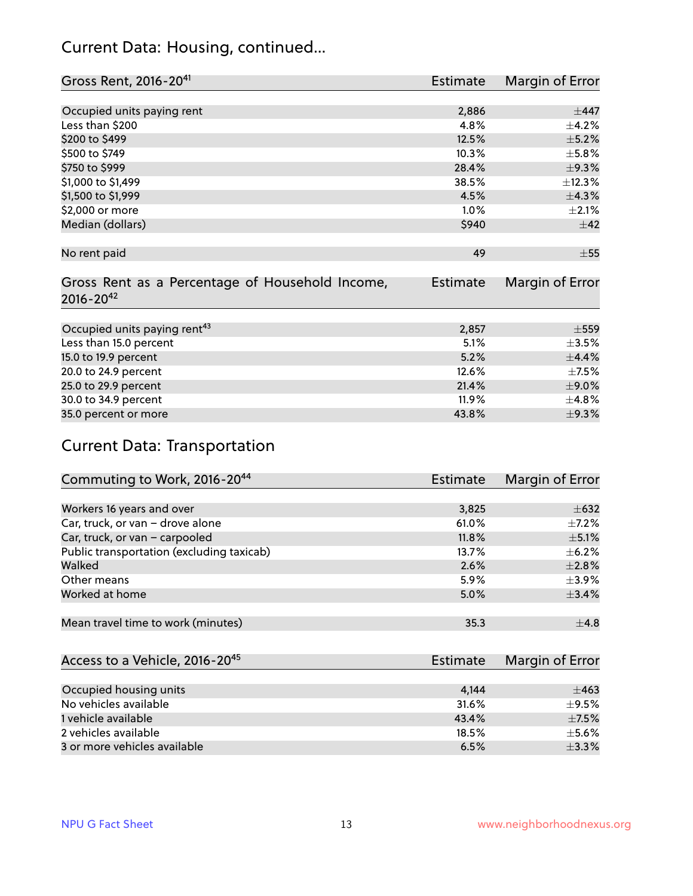## Current Data: Housing, continued...

| Gross Rent, 2016-20[41] | Estimate | Margin of Error |
|---|---|---|
| Occupied units paying rent | 2,886 | ±447 |
| Less than $200 | 4.8% | ±4.2% |
| $200 to $499 | 12.5% | ±5.2% |
| $500 to $749 | 10.3% | ±5.8% |
| $750 to $999 | 28.4% | ±9.3% |
| $1,000 to $1,499 | 38.5% | ±12.3% |
| $1,500 to $1,999 | 4.5% | ±4.3% |
| $2,000 or more | 1.0% | ±2.1% |
| Median (dollars) | $940 | ±42 |
| No rent paid | 49 | ±55 |

| Gross Rent as a Percentage of Household Income, 2016-20[42] | Estimate | Margin of Error |
|---|---|---|
| Occupied units paying rent[43] | 2,857 | ±559 |
| Less than 15.0 percent | 5.1% | ±3.5% |
| 15.0 to 19.9 percent | 5.2% | ±4.4% |
| 20.0 to 24.9 percent | 12.6% | ±7.5% |
| 25.0 to 29.9 percent | 21.4% | ±9.0% |
| 30.0 to 34.9 percent | 11.9% | ±4.8% |
| 35.0 percent or more | 43.8% | ±9.3% |

## Current Data: Transportation

| Commuting to Work, 2016-20[44] | Estimate | Margin of Error |
|---|---|---|
| Workers 16 years and over | 3,825 | ±632 |
| Car, truck, or van – drove alone | 61.0% | ±7.2% |
| Car, truck, or van – carpooled | 11.8% | ±5.1% |
| Public transportation (excluding taxicab) | 13.7% | ±6.2% |
| Walked | 2.6% | ±2.8% |
| Other means | 5.9% | ±3.9% |
| Worked at home | 5.0% | ±3.4% |
| Mean travel time to work (minutes) | 35.3 | ±4.8 |

| Access to a Vehicle, 2016-20[45] | Estimate | Margin of Error |
|---|---|---|
| Occupied housing units | 4,144 | ±463 |
| No vehicles available | 31.6% | ±9.5% |
| 1 vehicle available | 43.4% | ±7.5% |
| 2 vehicles available | 18.5% | ±5.6% |
| 3 or more vehicles available | 6.5% | ±3.3% |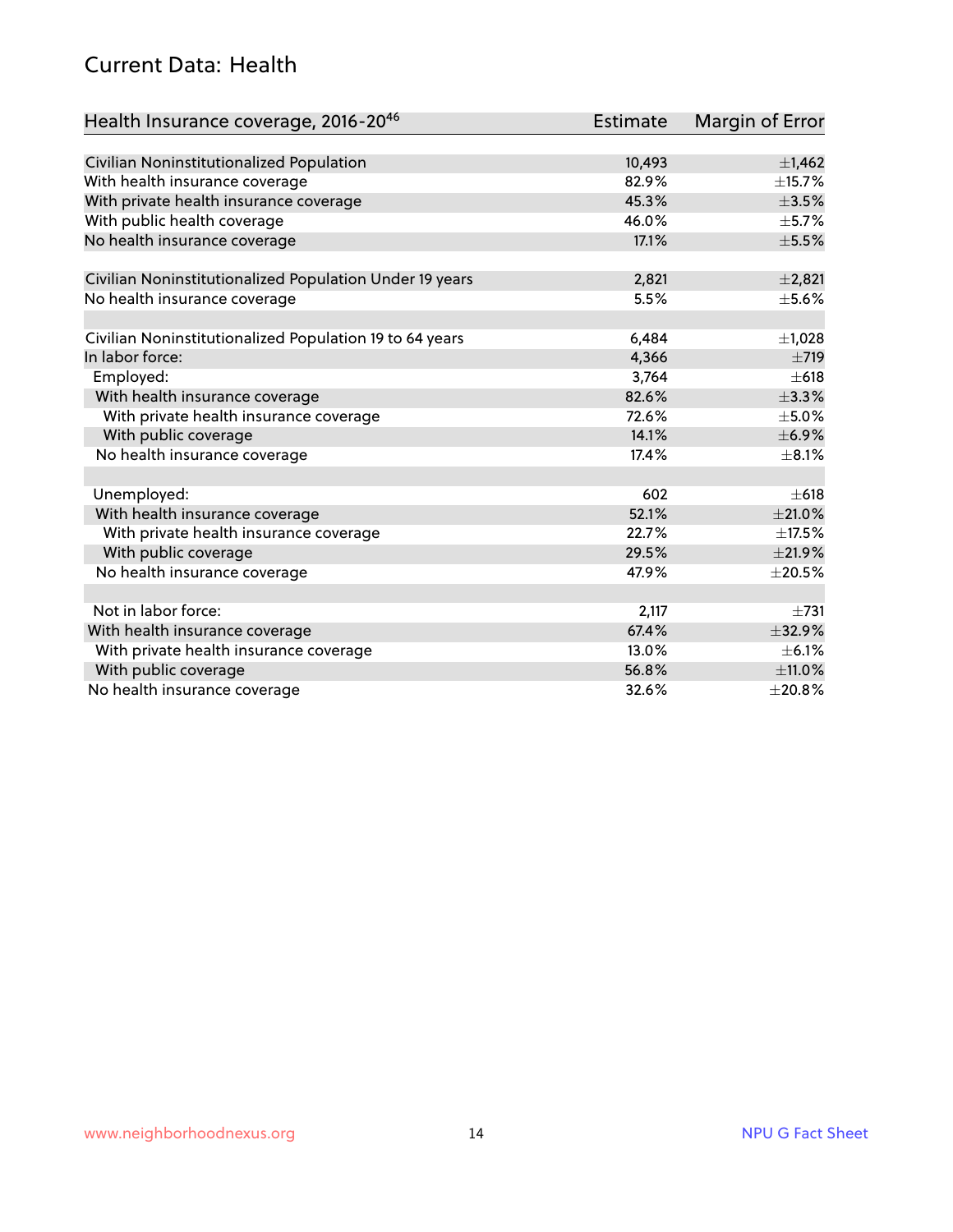## Current Data: Health

| Health Insurance coverage, 2016-20[46] | Estimate | Margin of Error |
|---|---|---|
| Civilian Noninstitutionalized Population | 10,493 | ±1,462 |
| With health insurance coverage | 82.9% | ±15.7% |
| With private health insurance coverage | 45.3% | ±3.5% |
| With public health coverage | 46.0% | ±5.7% |
| No health insurance coverage | 17.1% | ±5.5% |
| | | |
| Civilian Noninstitutionalized Population Under 19 years | 2,821 | ±2,821 |
| No health insurance coverage | 5.5% | ±5.6% |
| | | |
| Civilian Noninstitutionalized Population 19 to 64 years | 6,484 | ±1,028 |
| In labor force: | 4,366 | ±719 |
| Employed: | 3,764 | ±618 |
| With health insurance coverage | 82.6% | ±3.3% |
| With private health insurance coverage | 72.6% | ±5.0% |
| With public coverage | 14.1% | ±6.9% |
| No health insurance coverage | 17.4% | ±8.1% |
| | | |
| Unemployed: | 602 | ±618 |
| With health insurance coverage | 52.1% | ±21.0% |
| With private health insurance coverage | 22.7% | ±17.5% |
| With public coverage | 29.5% | ±21.9% |
| No health insurance coverage | 47.9% | ±20.5% |
| | | |
| Not in labor force: | 2,117 | ±731 |
| With health insurance coverage | 67.4% | ±32.9% |
| With private health insurance coverage | 13.0% | ±6.1% |
| With public coverage | 56.8% | ±11.0% |
| No health insurance coverage | 32.6% | ±20.8% |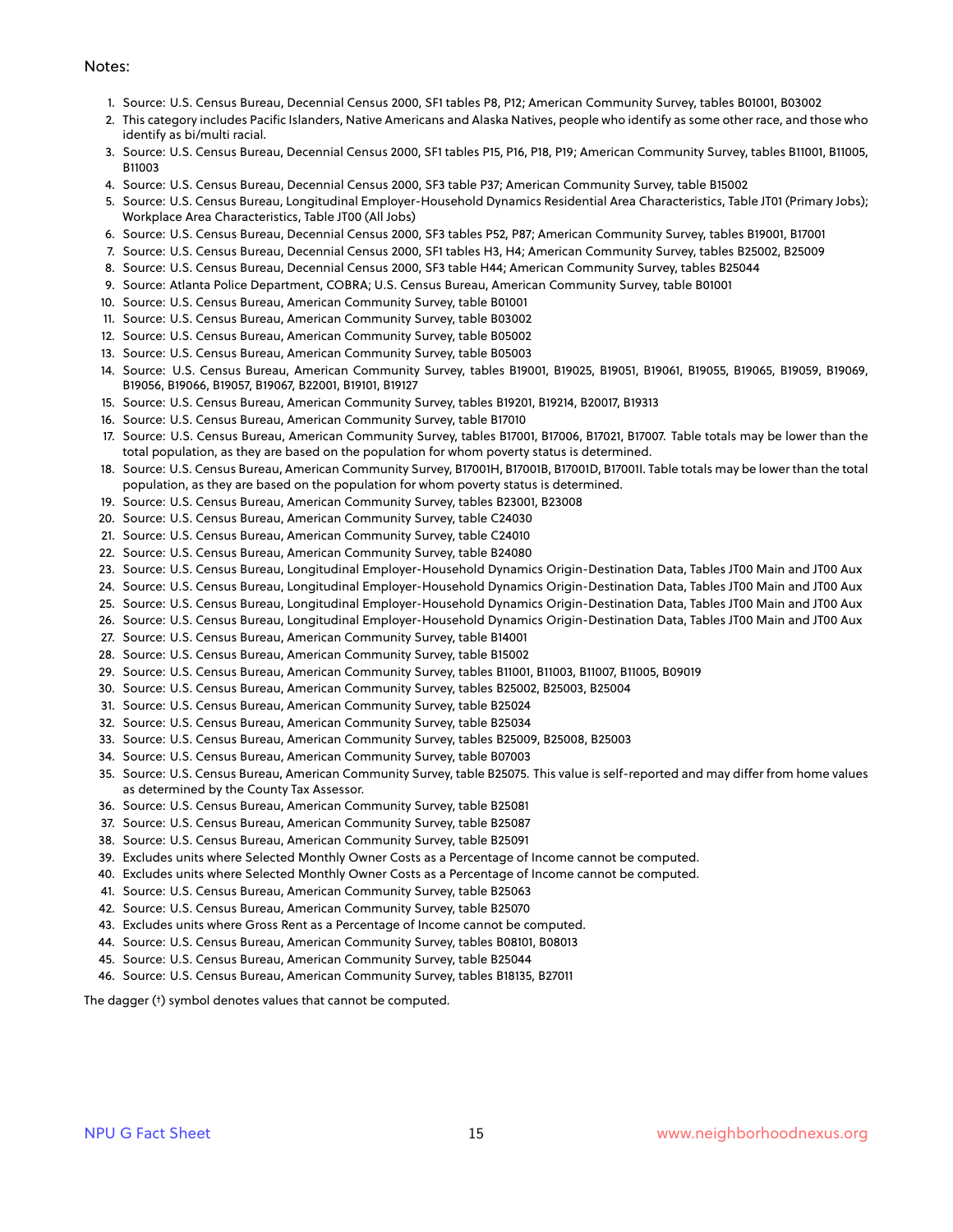Notes:

1. Source: U.S. Census Bureau, Decennial Census 2000, SF1 tables P8, P12; American Community Survey, tables B01001, B03002
2. This category includes Pacific Islanders, Native Americans and Alaska Natives, people who identify as some other race, and those who identify as bi/multi racial.
3. Source: U.S. Census Bureau, Decennial Census 2000, SF1 tables P15, P16, P18, P19; American Community Survey, tables B11001, B11005, B11003
4. Source: U.S. Census Bureau, Decennial Census 2000, SF3 table P37; American Community Survey, table B15002
5. Source: U.S. Census Bureau, Longitudinal Employer-Household Dynamics Residential Area Characteristics, Table JT01 (Primary Jobs); Workplace Area Characteristics, Table JT00 (All Jobs)
6. Source: U.S. Census Bureau, Decennial Census 2000, SF3 tables P52, P87; American Community Survey, tables B19001, B17001
7. Source: U.S. Census Bureau, Decennial Census 2000, SF1 tables H3, H4; American Community Survey, tables B25002, B25009
8. Source: U.S. Census Bureau, Decennial Census 2000, SF3 table H44; American Community Survey, tables B25044
9. Source: Atlanta Police Department, COBRA; U.S. Census Bureau, American Community Survey, table B01001
10. Source: U.S. Census Bureau, American Community Survey, table B01001
11. Source: U.S. Census Bureau, American Community Survey, table B03002
12. Source: U.S. Census Bureau, American Community Survey, table B05002
13. Source: U.S. Census Bureau, American Community Survey, table B05003
14. Source: U.S. Census Bureau, American Community Survey, tables B19001, B19025, B19051, B19061, B19055, B19065, B19059, B19069, B19056, B19066, B19057, B19067, B22001, B19101, B19127
15. Source: U.S. Census Bureau, American Community Survey, tables B19201, B19214, B20017, B19313
16. Source: U.S. Census Bureau, American Community Survey, table B17010
17. Source: U.S. Census Bureau, American Community Survey, tables B17001, B17006, B17021, B17007. Table totals may be lower than the total population, as they are based on the population for whom poverty status is determined.
18. Source: U.S. Census Bureau, American Community Survey, B17001H, B17001B, B17001D, B17001I. Table totals may be lower than the total population, as they are based on the population for whom poverty status is determined.
19. Source: U.S. Census Bureau, American Community Survey, tables B23001, B23008
20. Source: U.S. Census Bureau, American Community Survey, table C24030
21. Source: U.S. Census Bureau, American Community Survey, table C24010
22. Source: U.S. Census Bureau, American Community Survey, table B24080
23. Source: U.S. Census Bureau, Longitudinal Employer-Household Dynamics Origin-Destination Data, Tables JT00 Main and JT00 Aux
24. Source: U.S. Census Bureau, Longitudinal Employer-Household Dynamics Origin-Destination Data, Tables JT00 Main and JT00 Aux
25. Source: U.S. Census Bureau, Longitudinal Employer-Household Dynamics Origin-Destination Data, Tables JT00 Main and JT00 Aux
26. Source: U.S. Census Bureau, Longitudinal Employer-Household Dynamics Origin-Destination Data, Tables JT00 Main and JT00 Aux
27. Source: U.S. Census Bureau, American Community Survey, table B14001
28. Source: U.S. Census Bureau, American Community Survey, table B15002
29. Source: U.S. Census Bureau, American Community Survey, tables B11001, B11003, B11007, B11005, B09019
30. Source: U.S. Census Bureau, American Community Survey, tables B25002, B25003, B25004
31. Source: U.S. Census Bureau, American Community Survey, table B25024
32. Source: U.S. Census Bureau, American Community Survey, table B25034
33. Source: U.S. Census Bureau, American Community Survey, tables B25009, B25008, B25003
34. Source: U.S. Census Bureau, American Community Survey, table B07003
35. Source: U.S. Census Bureau, American Community Survey, table B25075. This value is self-reported and may differ from home values as determined by the County Tax Assessor.
36. Source: U.S. Census Bureau, American Community Survey, table B25081
37. Source: U.S. Census Bureau, American Community Survey, table B25087
38. Source: U.S. Census Bureau, American Community Survey, table B25091
39. Excludes units where Selected Monthly Owner Costs as a Percentage of Income cannot be computed.
40. Excludes units where Selected Monthly Owner Costs as a Percentage of Income cannot be computed.
41. Source: U.S. Census Bureau, American Community Survey, table B25063
42. Source: U.S. Census Bureau, American Community Survey, table B25070
43. Excludes units where Gross Rent as a Percentage of Income cannot be computed.
44. Source: U.S. Census Bureau, American Community Survey, tables B08101, B08013
45. Source: U.S. Census Bureau, American Community Survey, table B25044
46. Source: U.S. Census Bureau, American Community Survey, tables B18135, B27011

The dagger (†) symbol denotes values that cannot be computed.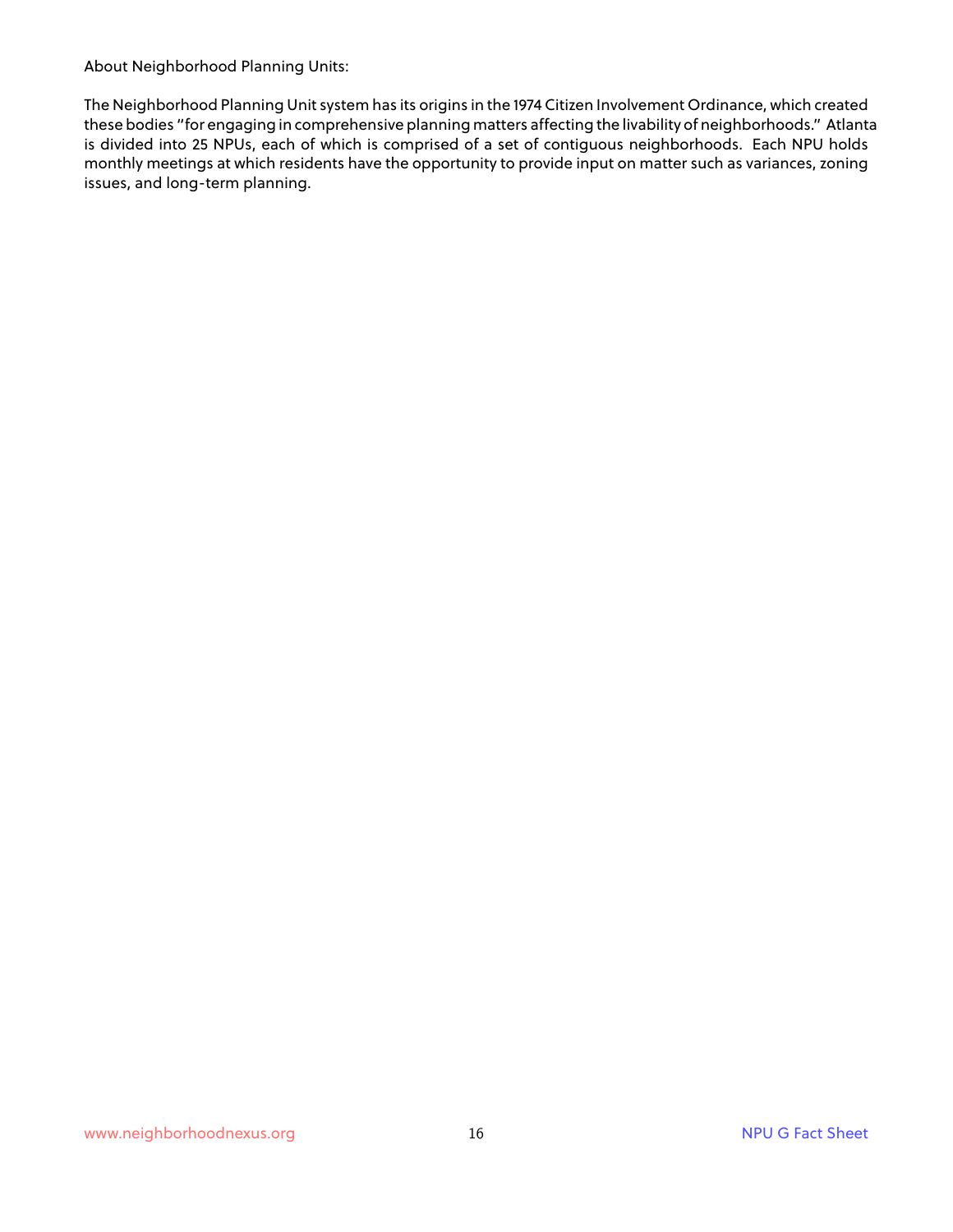About Neighborhood Planning Units:

The Neighborhood Planning Unit system has its origins in the 1974 Citizen Involvement Ordinance, which created these bodies "for engaging in comprehensive planning matters affecting the livability of neighborhoods." Atlanta is divided into 25 NPUs, each of which is comprised of a set of contiguous neighborhoods. Each NPU holds monthly meetings at which residents have the opportunity to provide input on matter such as variances, zoning issues, and long-term planning.